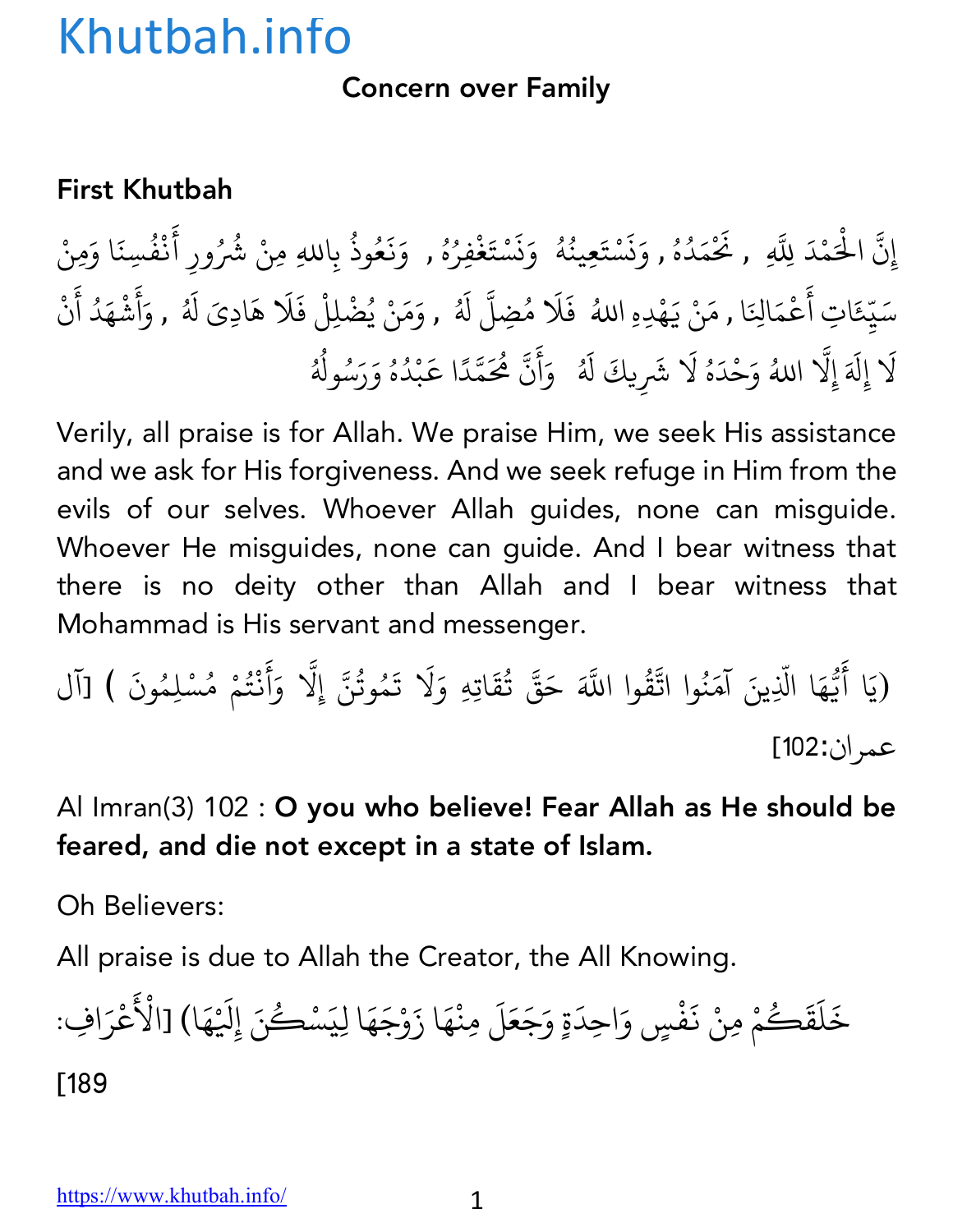# Khutbah.info

## Concern over Family

### First Khutbah

إِنَّ الْحَمْدَ لِلَّهِ , نَحْمَدُهُ , وَنَسْتَعِينُهُ وَنَسْتَغْفِرُهُ , وَنَعُوذُ بِاللهِ مِنْ شُرُورِ أَنْفُسِنَا وَمِنْ سَيِّئَاتِ أَعْمَالِنَا , مَنْ يَهْدِهِ اللهُ فَلَا مُضِلَّ لَهُ , وَمَنْ يُضْلِلْ فَلَا هَادِىَ لَهُ , وَأَشْهَدُ أَنْ لَا إِلَهَ إِلَّا اللهُ وَحْدَهُ لَا شَرِيكَ لَهُ وَأَنَّ مُحَمَّدًا عَبْدُهُ وَرَسُولُهُ

Verily, all praise is for Allah. We praise Him, we seek His assistance and we ask for His forgiveness. And we seek refuge in Him from the evils of our selves. Whoever Allah guides, none can misguide. Whoever He misguides, none can guide. And I bear witness that there is no deity other than Allah and I bear witness that Mohammad is His servant and messenger.

(يَا أَيُّهَا الَّذِينَ آمَنُوا اتَّقُوا اللَّهَ حَقَّ تُقَاتِهِ وَلَا تَمُوتُنَّ إِلَّا وَأَنْتُمْ مُسْلِمُونَ ) [آل عمران:102]

Al Imran(3) 102 : **O you who believe! Fear Allah as He should be feared, and die not except in a state of Islam.**

Oh Believers:

All praise is due to Allah the Creator, the All Knowing.

خَلَقَكُمْ مِنْ نَفْسٍ وَاحِدَةٍ وَجَعَلَ مِنْهَا زَوْجَهَا لِيَسْكُنَ إِلَيْهَا) [الْأَعْرَافِ: 189]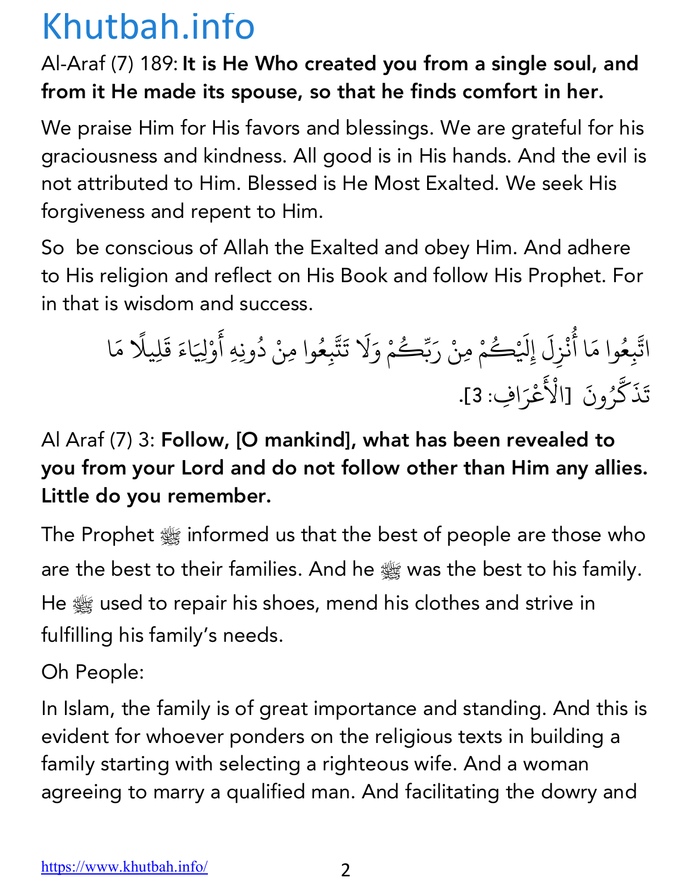Al-Araf (7) 189: **It is He Who created you from a single soul, and from it He made its spouse, so that he finds comfort in her.**

We praise Him for His favors and blessings. We are grateful for his graciousness and kindness. All good is in His hands. And the evil is not attributed to Him. Blessed is He Most Exalted. We seek His forgiveness and repent to Him.

So be conscious of Allah the Exalted and obey Him. And adhere to His religion and reflect on His Book and follow His Prophet. For in that is wisdom and success.

اتَّبِعُوا مَا أُنْزِلَ إِلَيْكُمْ مِنْ رَبِّكُمْ وَلَا تَتَّبِعُوا مِنْ دُونِهِ أَوْلِيَاءَ قَلِيلًا مَا تَذَكَّرُونَ [الْأَعْرَافِ: 3].

Al Araf (7) 3: **Follow, [O mankind], what has been revealed to you from your Lord and do not follow other than Him any allies. Little do you remember.**

The Prophet ﷺ informed us that the best of people are those who are the best to their families. And he ﷺ was the best to his family. He ﷺ used to repair his shoes, mend his clothes and strive in fulfilling his family's needs.

Oh People:

In Islam, the family is of great importance and standing. And this is evident for whoever ponders on the religious texts in building a family starting with selecting a righteous wife. And a woman agreeing to marry a qualified man. And facilitating the dowry and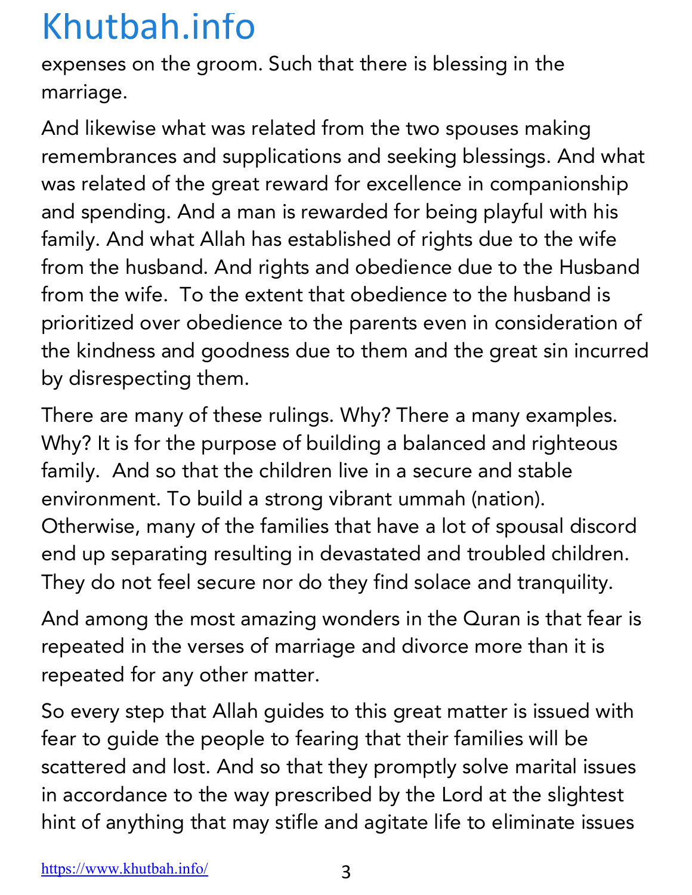expenses on the groom. Such that there is blessing in the marriage.

And likewise what was related from the two spouses making remembrances and supplications and seeking blessings. And what was related of the great reward for excellence in companionship and spending. And a man is rewarded for being playful with his family. And what Allah has established of rights due to the wife from the husband. And rights and obedience due to the Husband from the wife. To the extent that obedience to the husband is prioritized over obedience to the parents even in consideration of the kindness and goodness due to them and the great sin incurred by disrespecting them.

There are many of these rulings. Why? There a many examples. Why? It is for the purpose of building a balanced and righteous family. And so that the children live in a secure and stable environment. To build a strong vibrant ummah (nation). Otherwise, many of the families that have a lot of spousal discord end up separating resulting in devastated and troubled children. They do not feel secure nor do they find solace and tranquility.

And among the most amazing wonders in the Quran is that fear is repeated in the verses of marriage and divorce more than it is repeated for any other matter.

So every step that Allah guides to this great matter is issued with fear to guide the people to fearing that their families will be scattered and lost. And so that they promptly solve marital issues in accordance to the way prescribed by the Lord at the slightest hint of anything that may stifle and agitate life to eliminate issues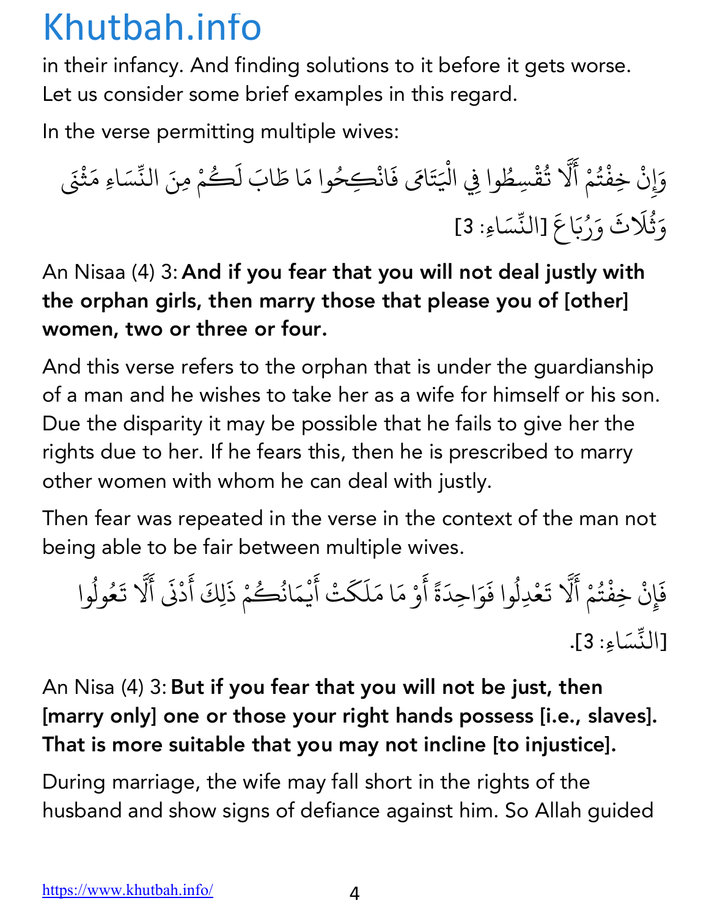in their infancy. And finding solutions to it before it gets worse. Let us consider some brief examples in this regard.

In the verse permitting multiple wives:

وَإِنْ خِفْتُمْ أَلَّا تُقْسِطُوا فِي الْيَتَامَى فَانْكِحُوا مَا طَابَ لَكُمْ مِنَ النِّسَاءِ مَثْنَى وَثُلَاثَ وَرُبَاعَ [النِّسَاءِ: 3]

An Nisaa (4) 3: **And if you fear that you will not deal justly with the orphan girls, then marry those that please you of [other] women, two or three or four.**

And this verse refers to the orphan that is under the guardianship of a man and he wishes to take her as a wife for himself or his son. Due the disparity it may be possible that he fails to give her the rights due to her. If he fears this, then he is prescribed to marry other women with whom he can deal with justly.

Then fear was repeated in the verse in the context of the man not being able to be fair between multiple wives.

فَإِنْ خِفْتُمْ أَلَّا تَعْدِلُوا فَوَاحِدَةً أَوْ مَا مَلَكَتْ أَيْمَانُكُمْ ذَلِكَ أَدْنَى أَلَّا تَعُولُوا [النِّسَاءِ: 3].

An Nisa (4) 3: **But if you fear that you will not be just, then [marry only] one or those your right hands possess [i.e., slaves]. That is more suitable that you may not incline [to injustice].**

During marriage, the wife may fall short in the rights of the husband and show signs of defiance against him. So Allah guided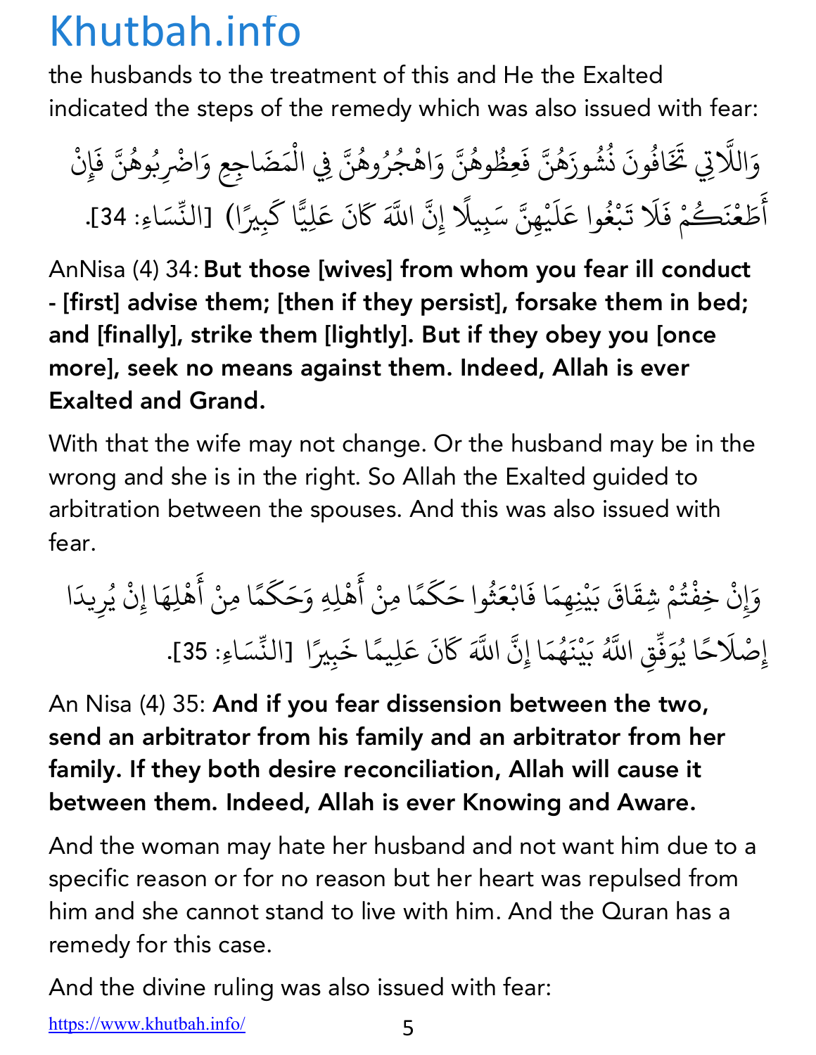the husbands to the treatment of this and He the Exalted indicated the steps of the remedy which was also issued with fear:

وَاللَّاتِي تَخَافُونَ نُشُوزَهُنَّ فَعِظُوهُنَّ وَاهْجُرُوهُنَّ فِي الْمَضَاجِعِ وَاضْرِبُوهُنَّ فَإِنْ أَطَعْنَكُمْ فَلَا تَبْغُوا عَلَيْهِنَّ سَبِيلًا إِنَّ اللَّهَ كَانَ عَلِيًّا كَبِيرًا) [النِّسَاءِ: 34].

AnNisa (4) 34: **But those [wives] from whom you fear ill conduct - [first] advise them; [then if they persist], forsake them in bed; and [finally], strike them [lightly]. But if they obey you [once more], seek no means against them. Indeed, Allah is ever Exalted and Grand.**

With that the wife may not change. Or the husband may be in the wrong and she is in the right. So Allah the Exalted guided to arbitration between the spouses. And this was also issued with fear.

وَإِنْ خِفْتُمْ شِقَاقَ بَيْنِهِمَا فَابْعَثُوا حَكَمًا مِنْ أَهْلِهِ وَحَكَمًا مِنْ أَهْلِهَا إِنْ يُرِيدَا إِصْلَاحًا يُوَفِّقِ اللَّهُ بَيْنَهُمَا إِنَّ اللَّهَ كَانَ عَلِيمًا خَبِيرًا [النِّسَاءِ: 35].

An Nisa (4) 35: **And if you fear dissension between the two, send an arbitrator from his family and an arbitrator from her family. If they both desire reconciliation, Allah will cause it between them. Indeed, Allah is ever Knowing and Aware.**

And the woman may hate her husband and not want him due to a specific reason or for no reason but her heart was repulsed from him and she cannot stand to live with him. And the Quran has a remedy for this case.

And the divine ruling was also issued with fear: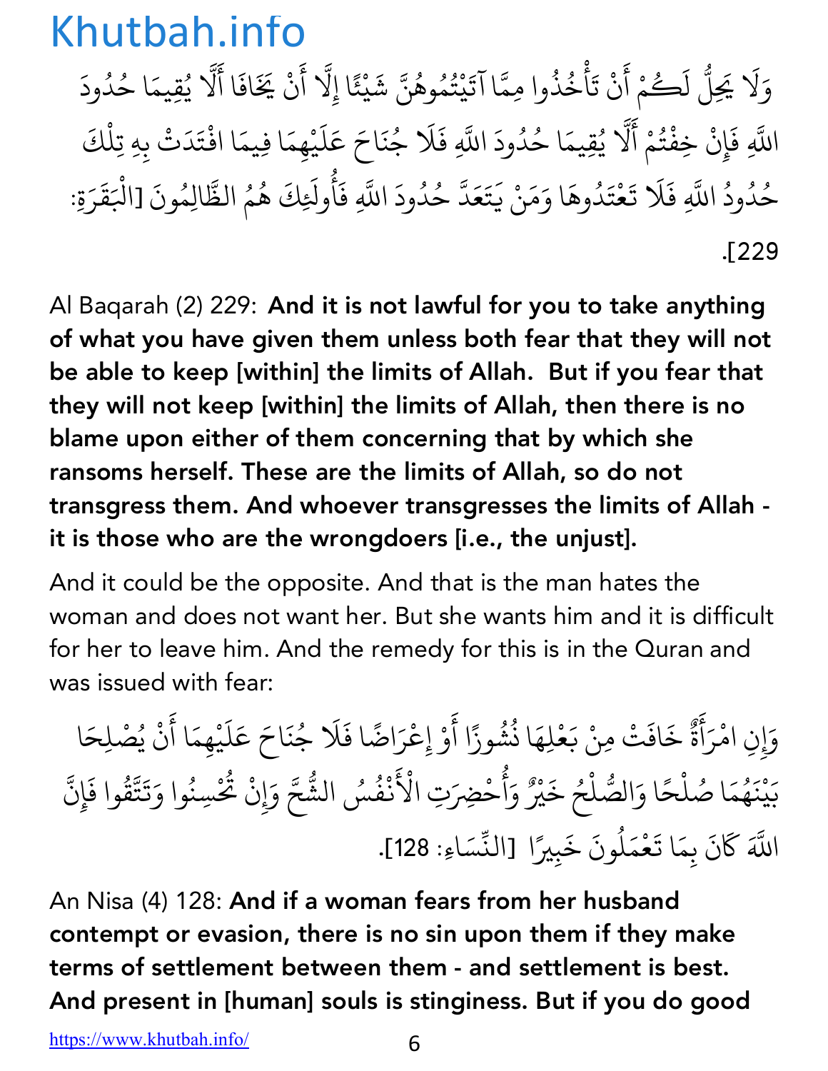وَلَا يَحِلُّ لَكُمْ أَنْ تَأْخُذُوا مِمَّا آتَيْتُمُوهُنَّ شَيْئًا إِلَّا أَنْ يَخَافَا أَلَّا يُقِيمَا حُدُودَ اللَّهِ فَإِنْ خِفْتُمْ أَلَّا يُقِيمَا حُدُودَ اللَّهِ فَلَا جُنَاحَ عَلَيْهِمَا فِيمَا افْتَدَتْ بِهِ تِلْكَ حُدُودُ اللَّهِ فَلَا تَعْتَدُوهَا وَمَنْ يَتَعَدَّ حُدُودَ اللَّهِ فَأُولَئِكَ هُمُ الظَّالِمُونَ [الْبَقَرَةِ: 229].

Al Baqarah (2) 229: **And it is not lawful for you to take anything of what you have given them unless both fear that they will not be able to keep [within] the limits of Allah. But if you fear that they will not keep [within] the limits of Allah, then there is no blame upon either of them concerning that by which she ransoms herself. These are the limits of Allah, so do not transgress them. And whoever transgresses the limits of Allah - it is those who are the wrongdoers [i.e., the unjust].**

And it could be the opposite. And that is the man hates the woman and does not want her. But she wants him and it is difficult for her to leave him. And the remedy for this is in the Quran and was issued with fear:

وَإِنِ امْرَأَةٌ خَافَتْ مِنْ بَعْلِهَا نُشُوزًا أَوْ إِعْرَاضًا فَلَا جُنَاحَ عَلَيْهِمَا أَنْ يُصْلِحَا بَيْنَهُمَا صُلْحًا وَالصُّلْحُ خَيْرٌ وَأُحْضِرَتِ الْأَنْفُسُ الشُّحَّ وَإِنْ تُحْسِنُوا وَتَتَّقُوا فَإِنَّ اللَّهَ كَانَ بِمَا تَعْمَلُونَ خَبِيرًا [النِّسَاءِ: 128].

An Nisa (4) 128: **And if a woman fears from her husband contempt or evasion, there is no sin upon them if they make terms of settlement between them - and settlement is best. And present in [human] souls is stinginess. But if you do good**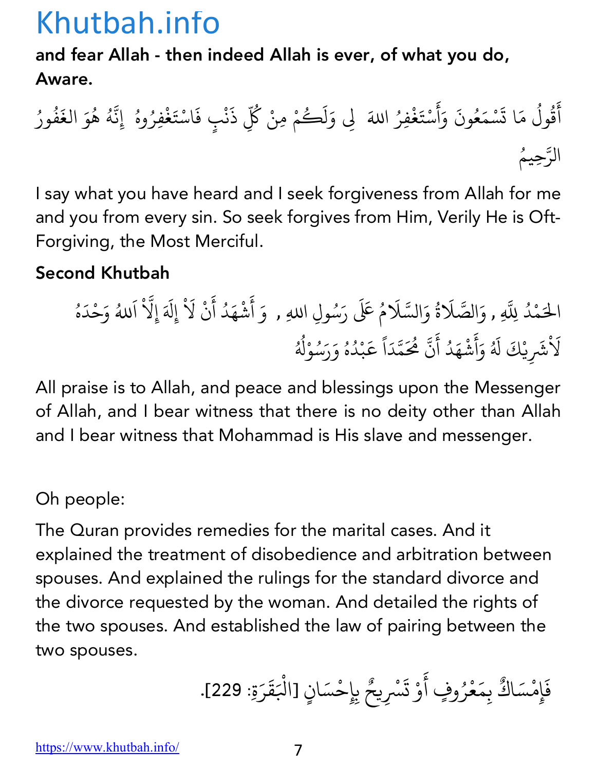**and fear Allah - then indeed Allah is ever, of what you do, Aware.**

أَقُولُ مَا تَسْمَعُونَ وَأَسْتَغْفِرُ اللهَ لِي وَلَكُمْ مِنْ كُلِّ ذَنْبٍ فَاسْتَغْفِرُوهُ إِنَّهُ هُوَ الغَفُورُ الرَّحِيمُ

I say what you have heard and I seek forgiveness from Allah for me and you from every sin. So seek forgives from Him, Verily He is Oft-Forgiving, the Most Merciful.

## Second Khutbah

الحَمْدُ لِلَّهِ , وَالصَّلَاةُ وَالسَّلَامُ عَلَى رَسُولِ اللهِ , وَ أَشْهَدُ أَنْ لَاْ إِلَهَ إِلَّاْ اَللهُ وَحْدَهُ لَاْشَرِيْكَ لَهُ وَأَشْهَدُ أَنَّ مُحَمَّدَاً عَبْدُهُ وَرَسُوْلُهُ

All praise is to Allah, and peace and blessings upon the Messenger of Allah, and I bear witness that there is no deity other than Allah and I bear witness that Mohammad is His slave and messenger.

Oh people:

The Quran provides remedies for the marital cases. And it explained the treatment of disobedience and arbitration between spouses. And explained the rulings for the standard divorce and the divorce requested by the woman. And detailed the rights of the two spouses. And established the law of pairing between the two spouses.

فَإِمْسَاكٌ بِمَعْرُوفٍ أَوْ تَسْرِيحٌ بِإِحْسَانٍ [الْبَقَرَةِ: 229].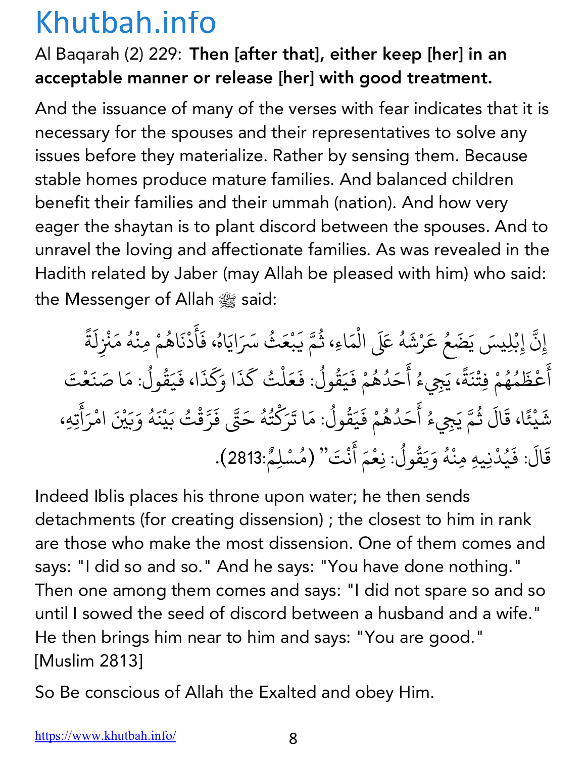Al Baqarah (2) 229: **Then [after that], either keep [her] in an acceptable manner or release [her] with good treatment.**

And the issuance of many of the verses with fear indicates that it is necessary for the spouses and their representatives to solve any issues before they materialize. Rather by sensing them. Because stable homes produce mature families. And balanced children benefit their families and their ummah (nation). And how very eager the shaytan is to plant discord between the spouses. And to unravel the loving and affectionate families. As was revealed in the Hadith related by Jaber (may Allah be pleased with him) who said: the Messenger of Allah ﷺ said:

إِنَّ إِبْلِيسَ يَضَعُ عَرْشَهُ عَلَى الْمَاءِ، ثُمَّ يَبْعَثُ سَرَايَاهُ، فَأَدْنَاهُمْ مِنْهُ مَنْزِلَةً أَعْظَمُهُمْ فِتْنَةً، يَجِيءُ أَحَدُهُمْ فَيَقُولُ: فَعَلْتُ كَذَا وَكَذَا، فَيَقُولُ: مَا صَنَعْتَ شَيْئًا، قَالَ ثُمَّ يَجِيءُ أَحَدُهُمْ فَيَقُولُ: مَا تَرَكْتُهُ حَتَّى فَرَّقْتُ بَيْنَهُ وَبَيْنَ امْرَأَتِهِ، قَالَ: فَيُدْنِيهِ مِنْهُ وَيَقُولُ: نِعْمَ أَنْتَ" (مُسْلِمٌ:2813).

Indeed Iblis places his throne upon water; he then sends detachments (for creating dissension) ; the closest to him in rank are those who make the most dissension. One of them comes and says: "I did so and so." And he says: "You have done nothing." Then one among them comes and says: "I did not spare so and so until I sowed the seed of discord between a husband and a wife." He then brings him near to him and says: "You are good." [Muslim 2813]

So Be conscious of Allah the Exalted and obey Him.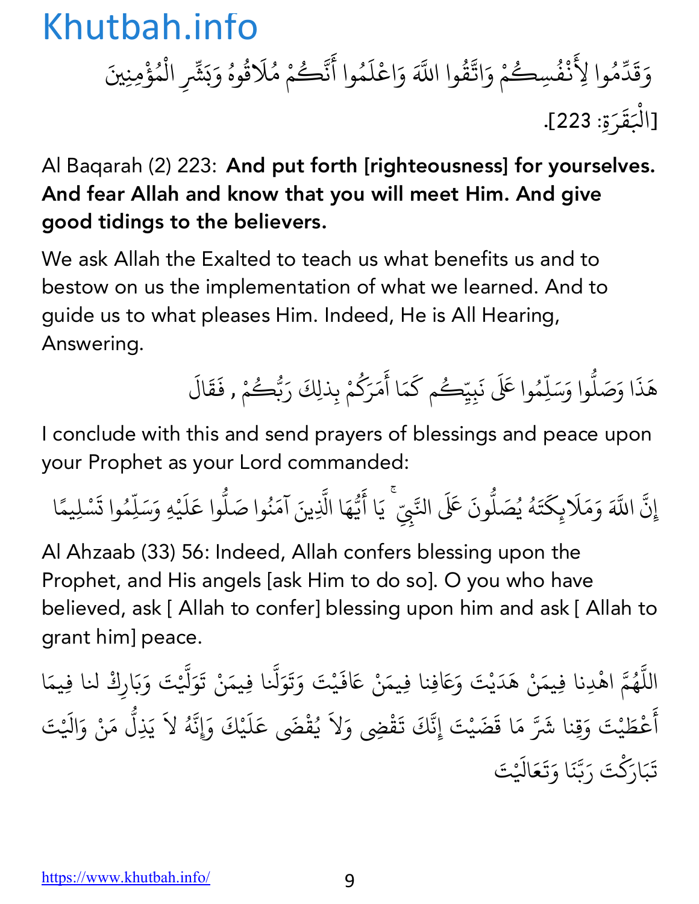وَقَدِّمُوا لِأَنْفُسِكُمْ وَاتَّقُوا اللَّهَ وَاعْلَمُوا أَنَّكُمْ مُلَاقُوهُ وَبَشِّرِ الْمُؤْمِنِينَ [الْبَقَرَةِ: 223].

Al Baqarah (2) 223: **And put forth [righteousness] for yourselves. And fear Allah and know that you will meet Him. And give good tidings to the believers.**

We ask Allah the Exalted to teach us what benefits us and to bestow on us the implementation of what we learned. And to guide us to what pleases Him. Indeed, He is All Hearing, Answering.

هَذَا وَصَلُّوا وَسَلِّمُوا عَلَى نَبِيِّكُم كَمَا أَمَرَكُمْ بِذلِكَ رَبُّكُمْ , فَقَالَ

I conclude with this and send prayers of blessings and peace upon your Prophet as your Lord commanded:

إِنَّ اللَّهَ وَمَلَائِكَتَهُ يُصَلُّونَ عَلَى النَّبِيِّ ۚ يَا أَيُّهَا الَّذِينَ آمَنُوا صَلُّوا عَلَيْهِ وَسَلِّمُوا تَسْلِيمًا

Al Ahzaab (33) 56: Indeed, Allah confers blessing upon the Prophet, and His angels [ask Him to do so]. O you who have believed, ask [ Allah to confer] blessing upon him and ask [ Allah to grant him] peace.

اللَّهُمَّ اهْدِنا فِيمَنْ هَدَيْتَ وَعَافِنا فِيمَنْ عَافَيْتَ وَتَوَلَّنا فِيمَنْ تَوَلَّيْتَ وَبَارِكْ لنا فِيمَا أَعْطَيْتَ وَقِنا شَرَّ مَا قَضَيْتَ إِنَّكَ تَقْضِى وَلاَ يُقْضَى عَلَيْكَ وَإِنَّهُ لاَ يَذِلُّ مَنْ وَالَيْتَ تَبَارَكْتَ رَبَّنَا وَتَعَالَيْتَ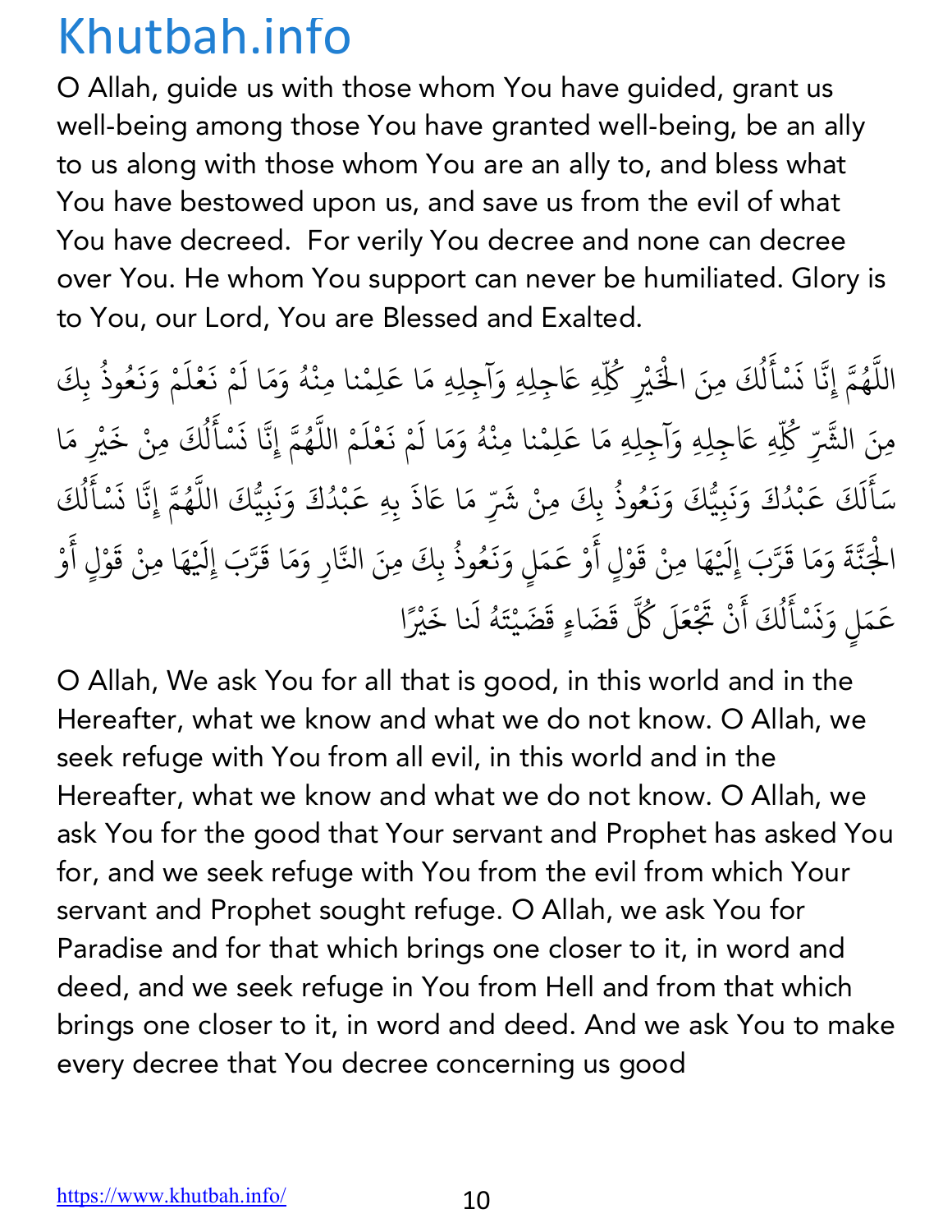O Allah, guide us with those whom You have guided, grant us well-being among those You have granted well-being, be an ally to us along with those whom You are an ally to, and bless what You have bestowed upon us, and save us from the evil of what You have decreed.  For verily You decree and none can decree over You. He whom You support can never be humiliated. Glory is to You, our Lord, You are Blessed and Exalted.

اللَّهُمَّ إِنَّا نَسْأَلُكَ مِنَ الْخَيْرِ كُلِّهِ عَاجِلِهِ وَآجِلِهِ مَا عَلِمْنا مِنْهُ وَمَا لَمْ نَعْلَمْ وَنَعُوذُ بِكَ مِنَ الشَّرِّ كُلِّهِ عَاجِلِهِ وَآجِلِهِ مَا عَلِمْنا مِنْهُ وَمَا لَمْ نَعْلَمْ اللَّهُمَّ إِنَّا نَسْأَلُكَ مِنْ خَيْرِ مَا سَأَلَكَ عَبْدُكَ وَنَبِيُّكَ وَنَعُوذُ بِكَ مِنْ شَرِّ مَا عَاذَ بِهِ عَبْدُكَ وَنَبِيُّكَ اللَّهُمَّ إِنَّا نَسْأَلُكَ الْجَنَّةَ وَمَا قَرَّبَ إِلَيْهَا مِنْ قَوْلٍ أَوْ عَمَلٍ وَنَعُوذُ بِكَ مِنَ النَّارِ وَمَا قَرَّبَ إِلَيْهَا مِنْ قَوْلٍ أَوْ عَمَلٍ وَنَسْأَلُكَ أَنْ تَجْعَلَ كُلَّ قَضَاءٍ قَضَيْتَهُ لَنا خَيْرًا

O Allah, We ask You for all that is good, in this world and in the Hereafter, what we know and what we do not know. O Allah, we seek refuge with You from all evil, in this world and in the Hereafter, what we know and what we do not know. O Allah, we ask You for the good that Your servant and Prophet has asked You for, and we seek refuge with You from the evil from which Your servant and Prophet sought refuge. O Allah, we ask You for Paradise and for that which brings one closer to it, in word and deed, and we seek refuge in You from Hell and from that which brings one closer to it, in word and deed. And we ask You to make every decree that You decree concerning us good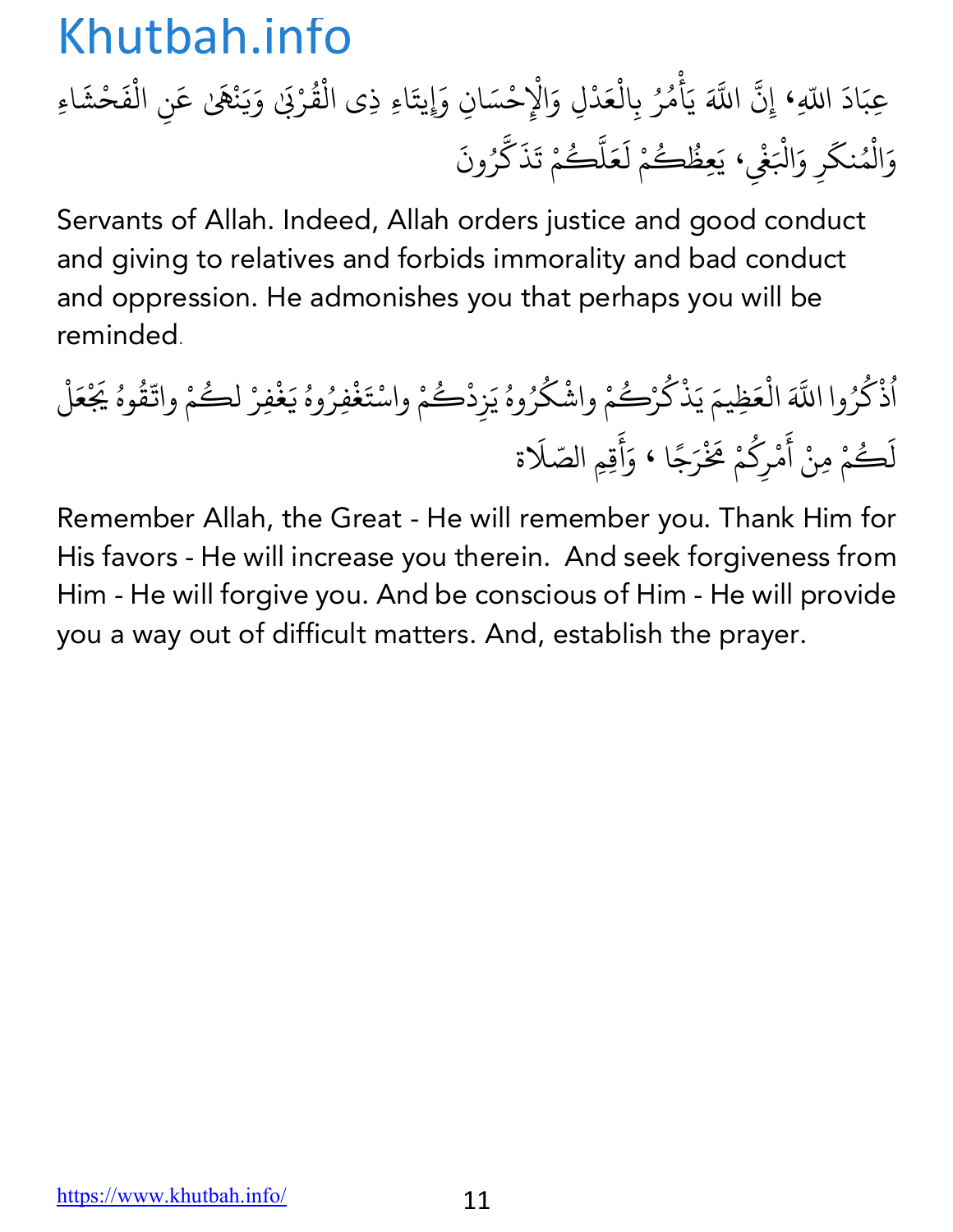عِبَادَ اللهِ، إِنَّ اللَّهَ يَأْمُرُ بِالْعَدْلِ وَالْإِحْسَانِ وَإِيتَاءِ ذِى الْقُرْبَىٰ وَيَنْهَىٰ عَنِ الْفَحْشَاءِ وَالْمُنكَرِ وَالْبَغْيِ، يَعِظُكُمْ لَعَلَّكُمْ تَذَكَّرُونَ

Servants of Allah. Indeed, Allah orders justice and good conduct and giving to relatives and forbids immorality and bad conduct and oppression. He admonishes you that perhaps you will be reminded.

أُذْكُرُوا اللَّهَ الْعَظِيمَ يَذْكُرْكُمْ واشْكُرُوهُ يَزِدْكُمْ واسْتَغْفِرُوهُ يَغْفِرْ لكُمْ واتّقُوهُ يَجْعَلْ لَكُمْ مِنْ أَمْرِكُمْ مَخْرَجًا ، وَأَقِمِ الصّلَاة

Remember Allah, the Great - He will remember you. Thank Him for His favors - He will increase you therein. And seek forgiveness from Him - He will forgive you. And be conscious of Him - He will provide you a way out of difficult matters. And, establish the prayer.